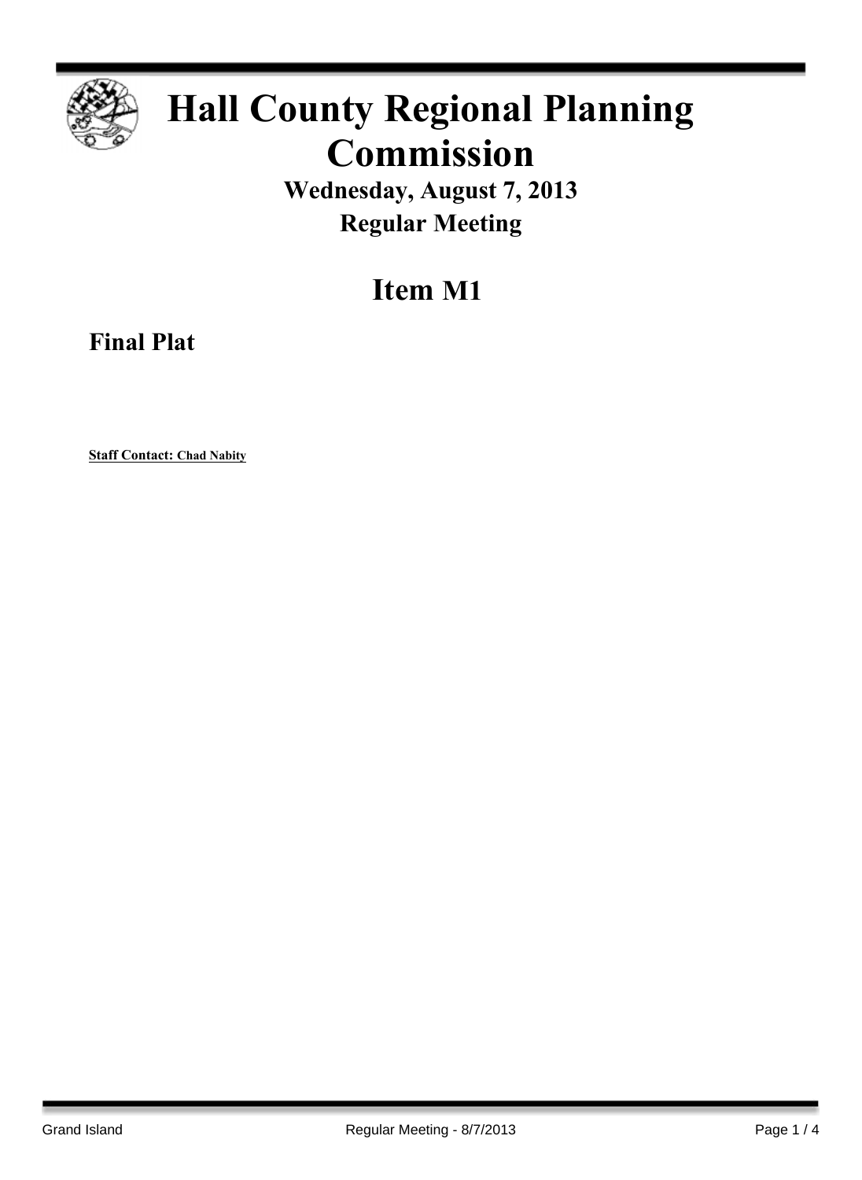# Hall County Regional Planning Commission

## Wednesday, August 7, 2013

## Regular Meeting

# Item M1

## Final Plat

**Staff Contact: Chad Nabity**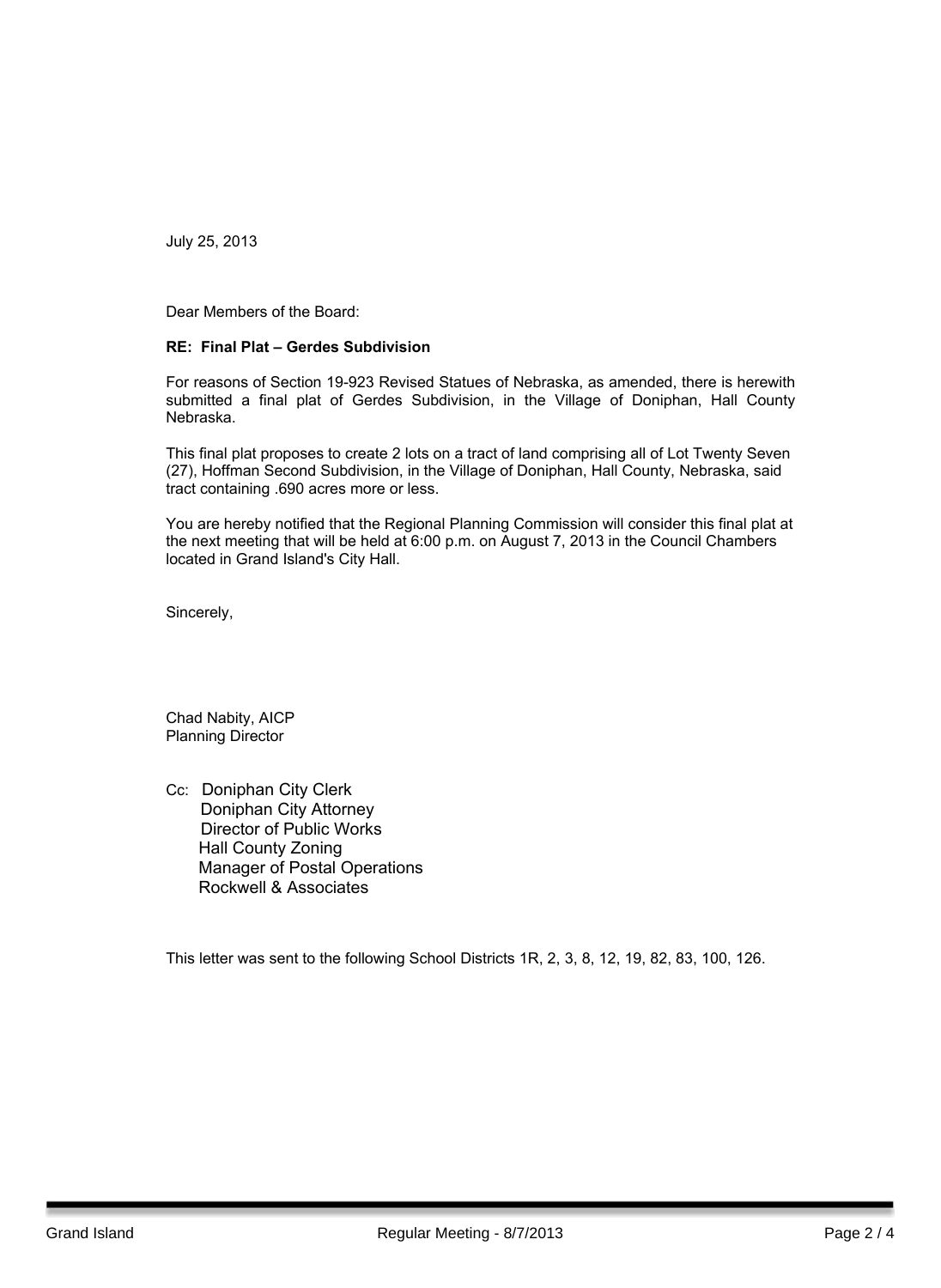July 25, 2013

Dear Members of the Board:

**RE: Final Plat – Gerdes Subdivision**

For reasons of Section 19-923 Revised Statues of Nebraska, as amended, there is herewith submitted a final plat of Gerdes Subdivision, in the Village of Doniphan, Hall County Nebraska.

This final plat proposes to create 2 lots on a tract of land comprising all of Lot Twenty Seven (27), Hoffman Second Subdivision, in the Village of Doniphan, Hall County, Nebraska, said tract containing .690 acres more or less.

You are hereby notified that the Regional Planning Commission will consider this final plat at the next meeting that will be held at 6:00 p.m. on August 7, 2013 in the Council Chambers located in Grand Island's City Hall.

Sincerely,

Chad Nabity, AICP
Planning Director

Cc: Doniphan City Clerk
Doniphan City Attorney
Director of Public Works
Hall County Zoning
Manager of Postal Operations
Rockwell & Associates

This letter was sent to the following School Districts 1R, 2, 3, 8, 12, 19, 82, 83, 100, 126.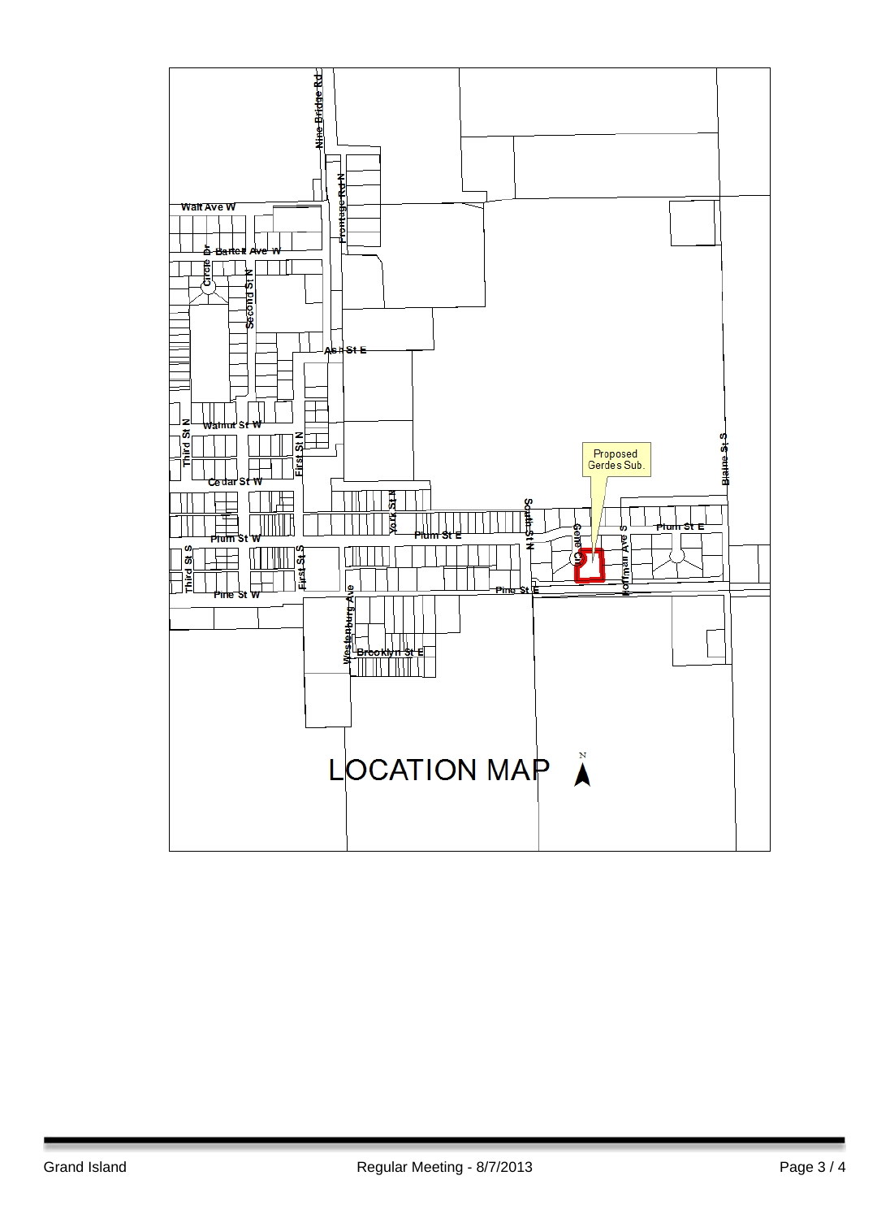Proposed Gerdes Sub.

Nine Bridge Rd

Frontage Rd N

Walt Ave W

Bartell Ave W

Circle Dr

Second St N

Ash St E

Walnut St W

Third St N

First St N

Cedar St W

York St N

South St N

Plum St E

Plum St W

Gene Ct

Hoffman Ave S

Plum St E

Blaine St S

Third St S

First St S

Pine St W

Pine St E

Westenburg Ave

Brooklyn St E

# LOCATION MAP

N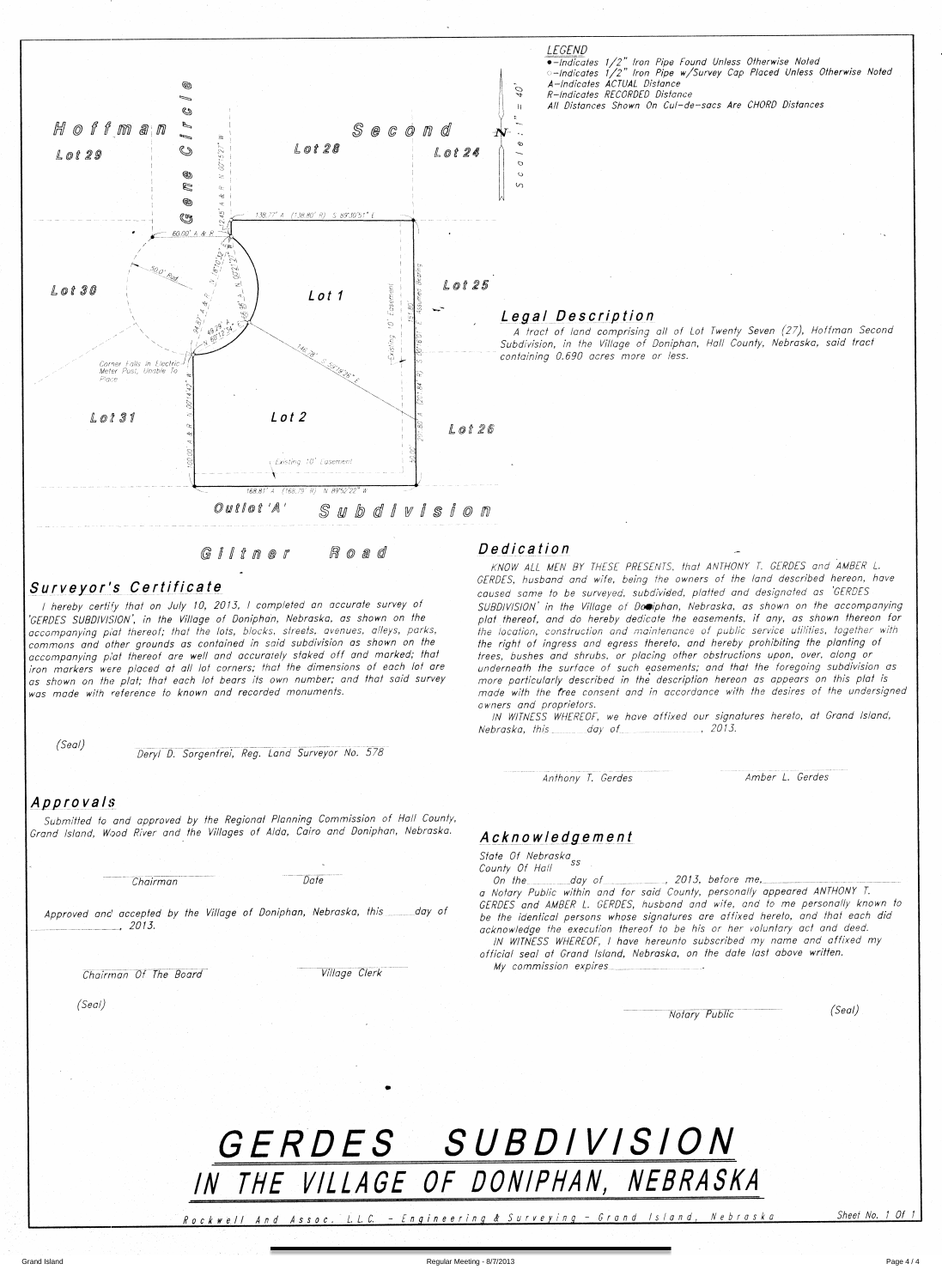**LEGEND**

●–Indicates 1/2" Iron Pipe Found Unless Otherwise Noted
○–Indicates 1/2" Iron Pipe w/Survey Cap Placed Unless Otherwise Noted
A–Indicates ACTUAL Distance
R–Indicates RECORDED Distance
All Distances Shown On Cul-de-sacs Are CHORD Distances

Scale: 1" = 40'

Hoffman Second Subdivision

Gene Circle

Lot 29

Lot 28

Lot 24

Lot 30

Lot 1

Lot 25

Lot 31

Lot 2

Lot 26

Outlot 'A'

Giltner Road

138.77' A (138.80' R) S 89°10'51" E

60.00' A & R

12.45' A & R N 00°15'27" W

50.0' Rad

Corner Falls in Electric Meter Post, Unable To Place

146.78' S 59°19'26" E

Existing 10' Easement

168.81' A (168.79' R) N 89°52'22" W

100.00' A & R N 00°14'42" W

## Legal Description

A tract of land comprising all of Lot Twenty Seven (27), Hoffman Second Subdivision, in the Village of Doniphan, Hall County, Nebraska, said tract containing 0.690 acres more or less.

## Surveyor's Certificate

I hereby certify that on July 10, 2013, I completed an accurate survey of 'GERDES SUBDIVISION', in the Village of Doniphan, Nebraska, as shown on the accompanying plat thereof; that the lots, blocks, streets, avenues, alleys, parks, commons and other grounds as contained in said subdivision as shown on the accompanying plat thereof are well and accurately staked off and marked; that iron markers were placed at all lot corners; that the dimensions of each lot are as shown on the plat; that each lot bears its own number; and that said survey was made with reference to known and recorded monuments.

(Seal)

Deryl D. Sargenfrei, Reg. Land Surveyor No. 578

## Dedication

KNOW ALL MEN BY THESE PRESENTS, that ANTHONY T. GERDES and AMBER L. GERDES, husband and wife, being the owners of the land described hereon, have caused same to be surveyed, subdivided, platted and designated as 'GERDES SUBDIVISION' in the Village of Doniphan, Nebraska, as shown on the accompanying plat thereof, and do hereby dedicate the easements, if any, as shown thereon for the location, construction and maintenance of public service utilities, together with the right of ingress and egress thereto, and hereby prohibiting the planting of trees, bushes and shrubs, or placing other obstructions upon, over, along or underneath the surface of such easements; and that the foregoing subdivision as more particularly described in the description hereon as appears on this plat is made with the free consent and in accordance with the desires of the undersigned owners and proprietors.

IN WITNESS WHEREOF, we have affixed our signatures hereto, at Grand Island, Nebraska, this \_\_\_\_\_ day of \_\_\_\_\_\_\_\_\_\_, 2013.

Anthony T. Gerdes

Amber L. Gerdes

## Approvals

Submitted to and approved by the Regional Planning Commission of Hall County, Grand Island, Wood River and the Villages of Alda, Cairo and Doniphan, Nebraska.

Chairman

Date

Approved and accepted by the Village of Doniphan, Nebraska, this \_\_\_\_\_ day of \_\_\_\_\_\_\_\_\_\_, 2013.

Chairman Of The Board

Village Clerk

(Seal)

## Acknowledgement

State Of Nebraska
ss
County Of Hall

On the \_\_\_\_\_ day of \_\_\_\_\_\_\_\_\_\_, 2013, before me, \_\_\_\_\_\_\_\_\_\_ a Notary Public within and for said County, personally appeared ANTHONY T. GERDES and AMBER L. GERDES, husband and wife, and to me personally known to be the identical persons whose signatures are affixed hereto, and that each did acknowledge the execution thereof to be his or her voluntary act and deed.

IN WITNESS WHEREOF, I have hereunto subscribed my name and affixed my official seal at Grand Island, Nebraska, on the date last above written.

My commission expires \_\_\_\_\_\_\_\_\_\_.

Notary Public

(Seal)

# GERDES SUBDIVISION

## IN THE VILLAGE OF DONIPHAN, NEBRASKA

Rockwell And Assoc. L.L.C. – Engineering & Surveying – Grand Island, Nebraska

Sheet No. 1 Of 1